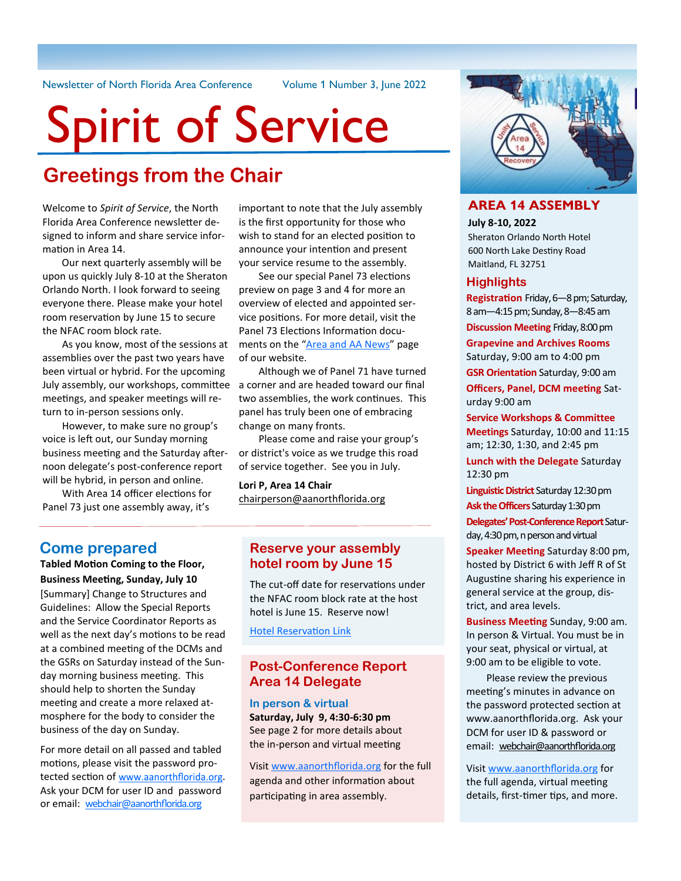Newsletter of North Florida Area Conference — Volume 1 Number 3, June 2022

# Spirit of Service

## Greetings from the Chair

Welcome to *Spirit of Service*, the North Florida Area Conference newsletter designed to inform and share service information in Area 14.

Our next quarterly assembly will be upon us quickly July 8-10 at the Sheraton Orlando North. I look forward to seeing everyone there. Please make your hotel room reservation by June 15 to secure the NFAC room block rate.

As you know, most of the sessions at assemblies over the past two years have been virtual or hybrid. For the upcoming July assembly, our workshops, committee meetings, and speaker meetings will return to in-person sessions only.

However, to make sure no group's voice is left out, our Sunday morning business meeting and the Saturday afternoon delegate's post-conference report will be hybrid, in person and online.

With Area 14 officer elections for Panel 73 just one assembly away, it's important to note that the July assembly is the first opportunity for those who wish to stand for an elected position to announce your intention and present your service resume to the assembly.

See our special Panel 73 elections preview on page 3 and 4 for more an overview of elected and appointed service positions. For more detail, visit the Panel 73 Elections Information documents on the "Area and AA News" page of our website.

Although we of Panel 71 have turned a corner and are headed toward our final two assemblies, the work continues. This panel has truly been one of embracing change on many fronts.

Please come and raise your group's or district's voice as we trudge this road of service together. See you in July.

**Lori P, Area 14 Chair**
chairperson@aanorthflorida.org

## Come prepared

**Tabled Motion Coming to the Floor, Business Meeting, Sunday, July 10**

[Summary] Change to Structures and Guidelines: Allow the Special Reports and the Service Coordinator Reports as well as the next day's motions to be read at a combined meeting of the DCMs and the GSRs on Saturday instead of the Sunday morning business meeting. This should help to shorten the Sunday meeting and create a more relaxed atmosphere for the body to consider the business of the day on Sunday.

For more detail on all passed and tabled motions, please visit the password protected section of www.aanorthflorida.org. Ask your DCM for user ID and password or email: webchair@aanorthflorida.org

## Reserve your assembly hotel room by June 15

The cut-off date for reservations under the NFAC room block rate at the host hotel is June 15. Reserve now!

Hotel Reservation Link

## Post-Conference Report Area 14 Delegate

### In person & virtual

**Saturday, July 9, 4:30-6:30 pm**
See page 2 for more details about the in-person and virtual meeting

Visit www.aanorthflorida.org for the full agenda and other information about participating in area assembly.

## AREA 14 ASSEMBLY

**July 8-10, 2022**
Sheraton Orlando North Hotel
600 North Lake Destiny Road
Maitland, FL 32751

### Highlights

**Registration** Friday, 6—8 pm; Saturday, 8 am—4:15 pm; Sunday, 8—8:45 am

**Discussion Meeting** Friday, 8:00 pm

**Grapevine and Archives Rooms** Saturday, 9:00 am to 4:00 pm

**GSR Orientation** Saturday, 9:00 am

**Officers, Panel, DCM meeting** Saturday 9:00 am

**Service Workshops & Committee Meetings** Saturday, 10:00 and 11:15 am; 12:30, 1:30, and 2:45 pm

**Lunch with the Delegate** Saturday 12:30 pm

**Linguistic District** Saturday 12:30 pm

**Ask the Officers** Saturday 1:30 pm

**Delegates' Post-Conference Report** Saturday, 4:30 pm, n person and virtual

**Speaker Meeting** Saturday 8:00 pm, hosted by District 6 with Jeff R of St Augustine sharing his experience in general service at the group, district, and area levels.

**Business Meeting** Sunday, 9:00 am. In person & Virtual. You must be in your seat, physical or virtual, at 9:00 am to be eligible to vote.

Please review the previous meeting's minutes in advance on the password protected section at www.aanorthflorida.org. Ask your DCM for user ID & password or email: webchair@aanorthflorida.org

Visit www.aanorthflorida.org for the full agenda, virtual meeting details, first-timer tips, and more.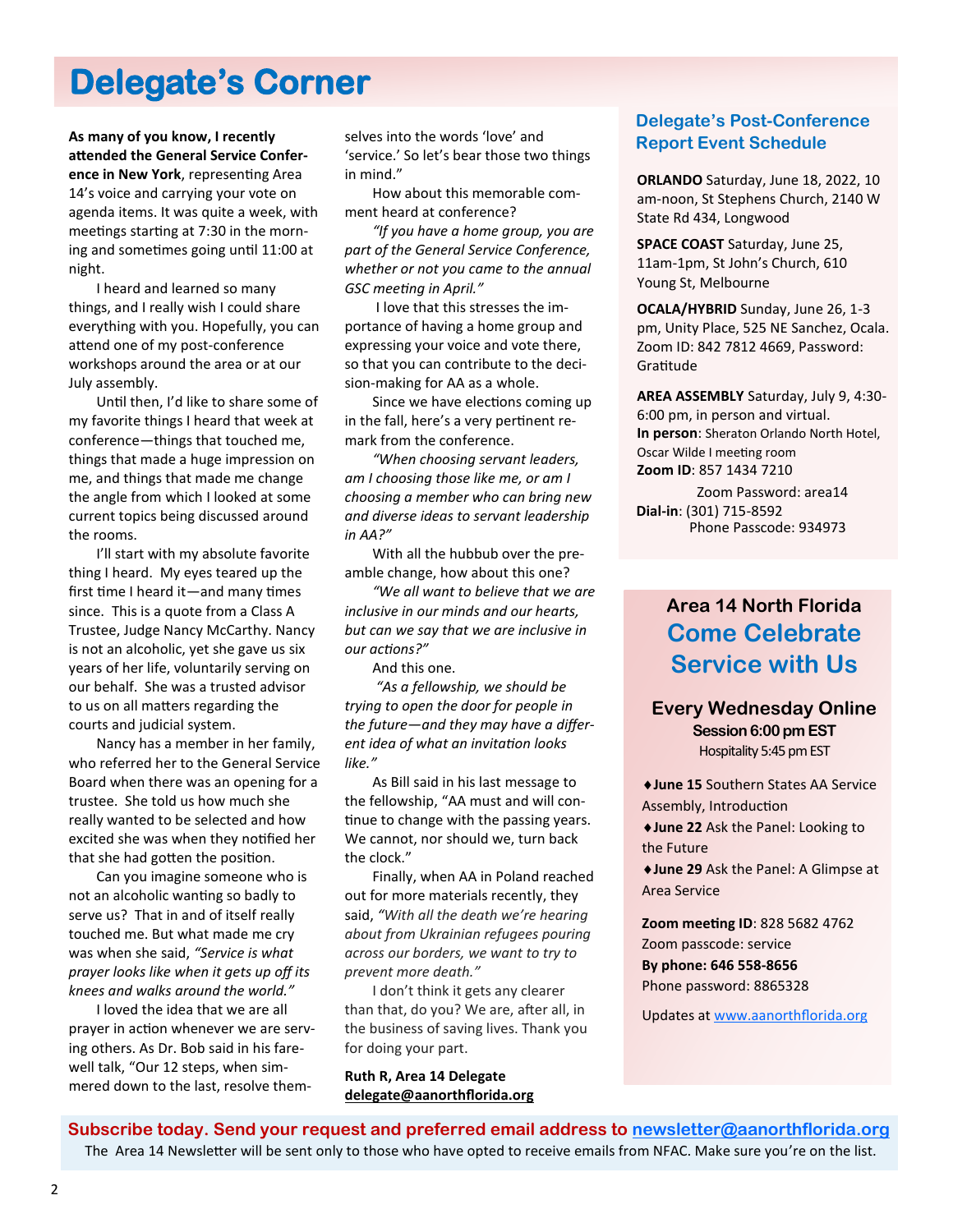# Delegate's Corner

**As many of you know, I recently attended the General Service Conference in New York**, representing Area 14's voice and carrying your vote on agenda items. It was quite a week, with meetings starting at 7:30 in the morning and sometimes going until 11:00 at night.

I heard and learned so many things, and I really wish I could share everything with you. Hopefully, you can attend one of my post-conference workshops around the area or at our July assembly.

Until then, I'd like to share some of my favorite things I heard that week at conference—things that touched me, things that made a huge impression on me, and things that made me change the angle from which I looked at some current topics being discussed around the rooms.

I'll start with my absolute favorite thing I heard. My eyes teared up the first time I heard it—and many times since. This is a quote from a Class A Trustee, Judge Nancy McCarthy. Nancy is not an alcoholic, yet she gave us six years of her life, voluntarily serving on our behalf. She was a trusted advisor to us on all matters regarding the courts and judicial system.

Nancy has a member in her family, who referred her to the General Service Board when there was an opening for a trustee. She told us how much she really wanted to be selected and how excited she was when they notified her that she had gotten the position.

Can you imagine someone who is not an alcoholic wanting so badly to serve us? That in and of itself really touched me. But what made me cry was when she said, *"Service is what prayer looks like when it gets up off its knees and walks around the world."*

I loved the idea that we are all prayer in action whenever we are serving others. As Dr. Bob said in his farewell talk, "Our 12 steps, when simmered down to the last, resolve themselves into the words 'love' and 'service.' So let's bear those two things in mind."

How about this memorable comment heard at conference?

*"If you have a home group, you are part of the General Service Conference, whether or not you came to the annual GSC meeting in April."*

I love that this stresses the importance of having a home group and expressing your voice and vote there, so that you can contribute to the decision-making for AA as a whole.

Since we have elections coming up in the fall, here's a very pertinent remark from the conference.

*"When choosing servant leaders, am I choosing those like me, or am I choosing a member who can bring new and diverse ideas to servant leadership in AA?"*

With all the hubbub over the preamble change, how about this one?

*"We all want to believe that we are inclusive in our minds and our hearts, but can we say that we are inclusive in our actions?"*

And this one.

*"As a fellowship, we should be trying to open the door for people in the future—and they may have a different idea of what an invitation looks like."*

As Bill said in his last message to the fellowship, "AA must and will continue to change with the passing years. We cannot, nor should we, turn back the clock."

Finally, when AA in Poland reached out for more materials recently, they said, *"With all the death we're hearing about from Ukrainian refugees pouring across our borders, we want to try to prevent more death."*

I don't think it gets any clearer than that, do you? We are, after all, in the business of saving lives. Thank you for doing your part.

**Ruth R, Area 14 Delegate**
**delegate@aanorthflorida.org**

## Delegate's Post-Conference Report Event Schedule

**ORLANDO** Saturday, June 18, 2022, 10 am-noon, St Stephens Church, 2140 W State Rd 434, Longwood

**SPACE COAST** Saturday, June 25, 11am-1pm, St John's Church, 610 Young St, Melbourne

**OCALA/HYBRID** Sunday, June 26, 1-3 pm, Unity Place, 525 NE Sanchez, Ocala. Zoom ID: 842 7812 4669, Password: Gratitude

**AREA ASSEMBLY** Saturday, July 9, 4:30-6:00 pm, in person and virtual.
**In person**: Sheraton Orlando North Hotel, Oscar Wilde I meeting room
**Zoom ID**: 857 1434 7210
Zoom Password: area14
**Dial-in**: (301) 715-8592
Phone Passcode: 934973

## Area 14 North Florida
## Come Celebrate Service with Us

### Every Wednesday Online
**Session 6:00 pm EST**
Hospitality 5:45 pm EST

- **June 15** Southern States AA Service Assembly, Introduction
- **June 22** Ask the Panel: Looking to the Future
- **June 29** Ask the Panel: A Glimpse at Area Service

**Zoom meeting ID**: 828 5682 4762
Zoom passcode: service
**By phone: 646 558-8656**
Phone password: 8865328

Updates at www.aanorthflorida.org

**Subscribe today. Send your request and preferred email address to newsletter@aanorthflorida.org**

The Area 14 Newsletter will be sent only to those who have opted to receive emails from NFAC. Make sure you're on the list.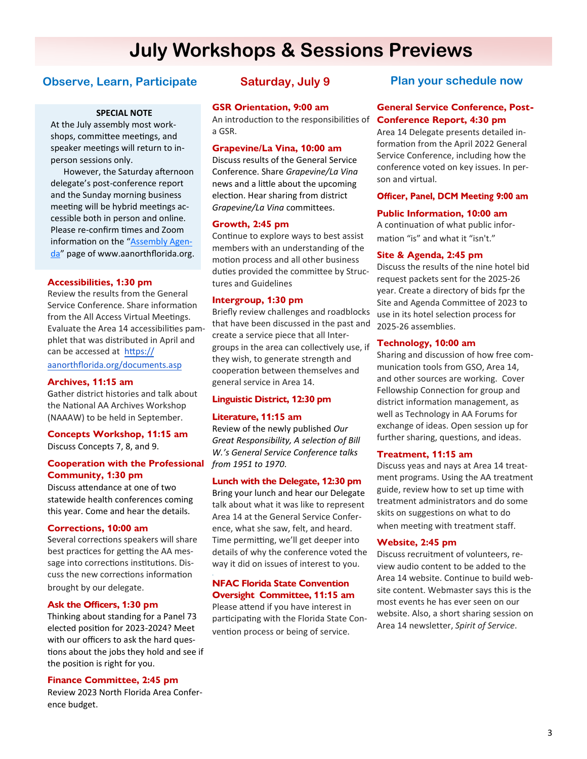# July Workshops & Sessions Previews

## Observe, Learn, Participate

**SPECIAL NOTE**

At the July assembly most workshops, committee meetings, and speaker meetings will return to in-person sessions only.

However, the Saturday afternoon delegate's post-conference report and the Sunday morning business meeting will be hybrid meetings accessible both in person and online. Please re-confirm times and Zoom information on the "[Assembly Agenda](Assembly Agenda)" page of www.aanorthflorida.org.

### Accessibilities, 1:30 pm

Review the results from the General Service Conference. Share information from the All Access Virtual Meetings. Evaluate the Area 14 accessibilities pamphlet that was distributed in April and can be accessed at https://aanorthflorida.org/documents.asp

### Archives, 11:15 am

Gather district histories and talk about the National AA Archives Workshop (NAAAW) to be held in September.

### Concepts Workshop, 11:15 am

Discuss Concepts 7, 8, and 9.

### Cooperation with the Professional Community, 1:30 pm

Discuss attendance at one of two statewide health conferences coming this year. Come and hear the details.

### Corrections, 10:00 am

Several corrections speakers will share best practices for getting the AA message into corrections institutions. Discuss the new corrections information brought by our delegate.

### Ask the Officers, 1:30 pm

Thinking about standing for a Panel 73 elected position for 2023-2024? Meet with our officers to ask the hard questions about the jobs they hold and see if the position is right for you.

### Finance Committee, 2:45 pm

Review 2023 North Florida Area Conference budget.

## Saturday, July 9

### GSR Orientation, 9:00 am

An introduction to the responsibilities of a GSR.

### Grapevine/La Vina, 10:00 am

Discuss results of the General Service Conference. Share *Grapevine/La Vina* news and a little about the upcoming election. Hear sharing from district *Grapevine/La Vina* committees.

### Growth, 2:45 pm

Continue to explore ways to best assist members with an understanding of the motion process and all other business duties provided the committee by Structures and Guidelines

### Intergroup, 1:30 pm

Briefly review challenges and roadblocks that have been discussed in the past and create a service piece that all Intergroups in the area can collectively use, if they wish, to generate strength and cooperation between themselves and general service in Area 14.

### Linguistic District, 12:30 pm

### Literature, 11:15 am

Review of the newly published *Our Great Responsibility, A selection of Bill W.'s General Service Conference talks from 1951 to 1970*.

### Lunch with the Delegate, 12:30 pm

Bring your lunch and hear our Delegate talk about what it was like to represent Area 14 at the General Service Conference, what she saw, felt, and heard. Time permitting, we'll get deeper into details of why the conference voted the way it did on issues of interest to you.

### NFAC Florida State Convention Oversight Committee, 11:15 am

Please attend if you have interest in participating with the Florida State Convention process or being of service.

## Plan your schedule now

### General Service Conference, Post-Conference Report, 4:30 pm

Area 14 Delegate presents detailed information from the April 2022 General Service Conference, including how the conference voted on key issues. In person and virtual.

### Officer, Panel, DCM Meeting 9:00 am

### Public Information, 10:00 am

A continuation of what public information "is" and what it "isn't."

### Site & Agenda, 2:45 pm

Discuss the results of the nine hotel bid request packets sent for the 2025-26 year. Create a directory of bids fpr the Site and Agenda Committee of 2023 to use in its hotel selection process for 2025-26 assemblies.

### Technology, 10:00 am

Sharing and discussion of how free communication tools from GSO, Area 14, and other sources are working. Cover Fellowship Connection for group and district information management, as well as Technology in AA Forums for exchange of ideas. Open session up for further sharing, questions, and ideas.

### Treatment, 11:15 am

Discuss yeas and nays at Area 14 treatment programs. Using the AA treatment guide, review how to set up time with treatment administrators and do some skits on suggestions on what to do when meeting with treatment staff.

### Website, 2:45 pm

Discuss recruitment of volunteers, review audio content to be added to the Area 14 website. Continue to build website content. Webmaster says this is the most events he has ever seen on our website. Also, a short sharing session on Area 14 newsletter, *Spirit of Service*.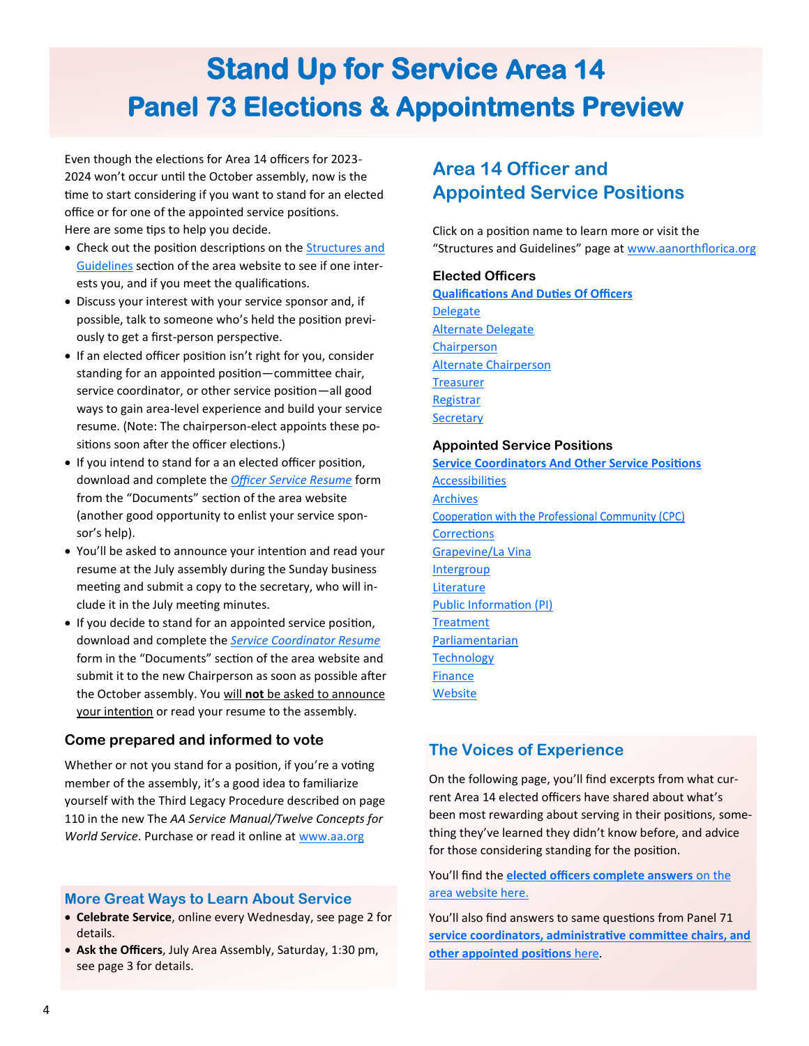# Stand Up for Service Area 14
# Panel 73 Elections & Appointments Preview

Even though the elections for Area 14 officers for 2023-2024 won't occur until the October assembly, now is the time to start considering if you want to stand for an elected office or for one of the appointed service positions. Here are some tips to help you decide.

- Check out the position descriptions on the Structures and Guidelines section of the area website to see if one interests you, and if you meet the qualifications.
- Discuss your interest with your service sponsor and, if possible, talk to someone who's held the position previously to get a first-person perspective.
- If an elected officer position isn't right for you, consider standing for an appointed position—committee chair, service coordinator, or other service position—all good ways to gain area-level experience and build your service resume. (Note: The chairperson-elect appoints these positions soon after the officer elections.)
- If you intend to stand for a an elected officer position, download and complete the *Officer Service Resume* form from the "Documents" section of the area website (another good opportunity to enlist your service sponsor's help).
- You'll be asked to announce your intention and read your resume at the July assembly during the Sunday business meeting and submit a copy to the secretary, who will include it in the July meeting minutes.
- If you decide to stand for an appointed service position, download and complete the *Service Coordinator Resume* form in the "Documents" section of the area website and submit it to the new Chairperson as soon as possible after the October assembly. You will **not** be asked to announce your intention or read your resume to the assembly.

### Come prepared and informed to vote

Whether or not you stand for a position, if you're a voting member of the assembly, it's a good idea to familiarize yourself with the Third Legacy Procedure described on page 110 in the new The *AA Service Manual/Twelve Concepts for World Service*. Purchase or read it online at www.aa.org

### More Great Ways to Learn About Service

- **Celebrate Service**, online every Wednesday, see page 2 for details.
- **Ask the Officers**, July Area Assembly, Saturday, 1:30 pm, see page 3 for details.

## Area 14 Officer and Appointed Service Positions

Click on a position name to learn more or visit the "Structures and Guidelines" page at www.aanorthflorica.org

### Elected Officers

**Qualifications And Duties Of Officers**

- Delegate
- Alternate Delegate
- Chairperson
- Alternate Chairperson
- Treasurer
- Registrar
- Secretary

### Appointed Service Positions

**Service Coordinators And Other Service Positions**

- Accessibilities
- Archives
- Cooperation with the Professional Community (CPC)
- Corrections
- Grapevine/La Vina
- Intergroup
- Literature
- Public Information (PI)
- Treatment
- Parliamentarian
- Technology
- Finance
- Website

### The Voices of Experience

On the following page, you'll find excerpts from what current Area 14 elected officers have shared about what's been most rewarding about serving in their positions, something they've learned they didn't know before, and advice for those considering standing for the position.

You'll find the **elected officers complete answers** on the area website here.

You'll also find answers to same questions from Panel 71 **service coordinators, administrative committee chairs, and other appointed positions** here.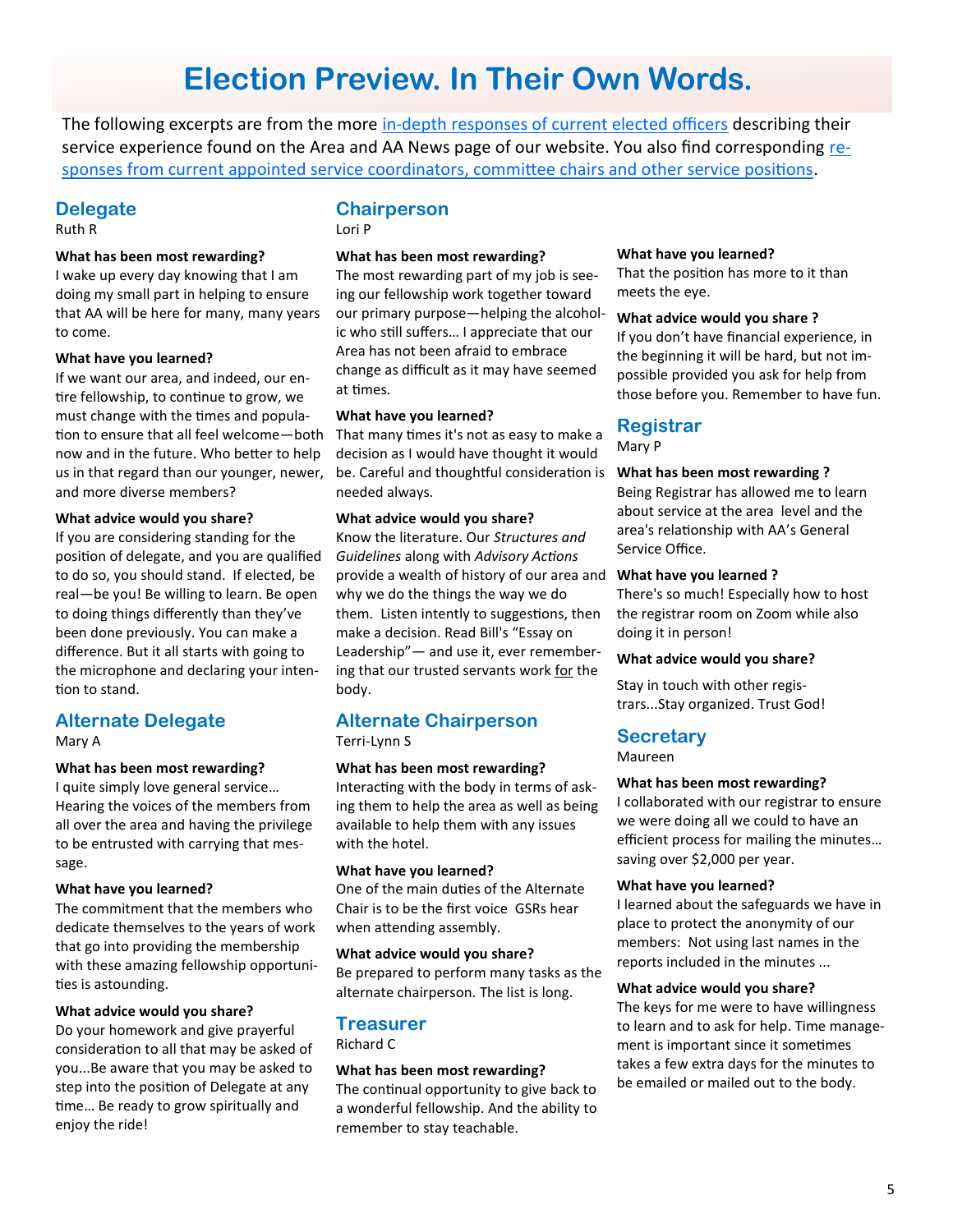# Election Preview. In Their Own Words.

The following excerpts are from the more in-depth responses of current elected officers describing their service experience found on the Area and AA News page of our website. You also find corresponding responses from current appointed service coordinators, committee chairs and other service positions.

## Delegate

Ruth R

**What has been most rewarding?**
I wake up every day knowing that I am doing my small part in helping to ensure that AA will be here for many, many years to come.

**What have you learned?**
If we want our area, and indeed, our entire fellowship, to continue to grow, we must change with the times and population to ensure that all feel welcome—both now and in the future. Who better to help us in that regard than our younger, newer, and more diverse members?

**What advice would you share?**
If you are considering standing for the position of delegate, and you are qualified to do so, you should stand. If elected, be real—be you! Be willing to learn. Be open to doing things differently than they've been done previously. You can make a difference. But it all starts with going to the microphone and declaring your intention to stand.

## Alternate Delegate

Mary A

**What has been most rewarding?**
I quite simply love general service… Hearing the voices of the members from all over the area and having the privilege to be entrusted with carrying that message.

**What have you learned?**
The commitment that the members who dedicate themselves to the years of work that go into providing the membership with these amazing fellowship opportunities is astounding.

**What advice would you share?**
Do your homework and give prayerful consideration to all that may be asked of you...Be aware that you may be asked to step into the position of Delegate at any time… Be ready to grow spiritually and enjoy the ride!

## Chairperson

Lori P

**What has been most rewarding?**
The most rewarding part of my job is seeing our fellowship work together toward our primary purpose—helping the alcoholic who still suffers… I appreciate that our Area has not been afraid to embrace change as difficult as it may have seemed at times.

**What have you learned?**
That many times it's not as easy to make a decision as I would have thought it would be. Careful and thoughtful consideration is needed always.

**What advice would you share?**
Know the literature. Our *Structures and Guidelines* along with *Advisory Actions* provide a wealth of history of our area and why we do the things the way we do them. Listen intently to suggestions, then make a decision. Read Bill's "Essay on Leadership"— and use it, ever remembering that our trusted servants work <u>for</u> the body.

## Alternate Chairperson

Terri-Lynn S

**What has been most rewarding?**
Interacting with the body in terms of asking them to help the area as well as being available to help them with any issues with the hotel.

**What have you learned?**
One of the main duties of the Alternate Chair is to be the first voice GSRs hear when attending assembly.

**What advice would you share?**
Be prepared to perform many tasks as the alternate chairperson. The list is long.

## Treasurer

Richard C

**What has been most rewarding?**
The continual opportunity to give back to a wonderful fellowship. And the ability to remember to stay teachable.

**What have you learned?**
That the position has more to it than meets the eye.

**What advice would you share ?**
If you don't have financial experience, in the beginning it will be hard, but not impossible provided you ask for help from those before you. Remember to have fun.

## Registrar

Mary P

**What has been most rewarding ?**
Being Registrar has allowed me to learn about service at the area level and the area's relationship with AA's General Service Office.

**What have you learned ?**
There's so much! Especially how to host the registrar room on Zoom while also doing it in person!

**What advice would you share?**
Stay in touch with other registrars...Stay organized. Trust God!

## Secretary

Maureen

**What has been most rewarding?**
I collaborated with our registrar to ensure we were doing all we could to have an efficient process for mailing the minutes… saving over $2,000 per year.

**What have you learned?**
I learned about the safeguards we have in place to protect the anonymity of our members: Not using last names in the reports included in the minutes ...

**What advice would you share?**
The keys for me were to have willingness to learn and to ask for help. Time management is important since it sometimes takes a few extra days for the minutes to be emailed or mailed out to the body.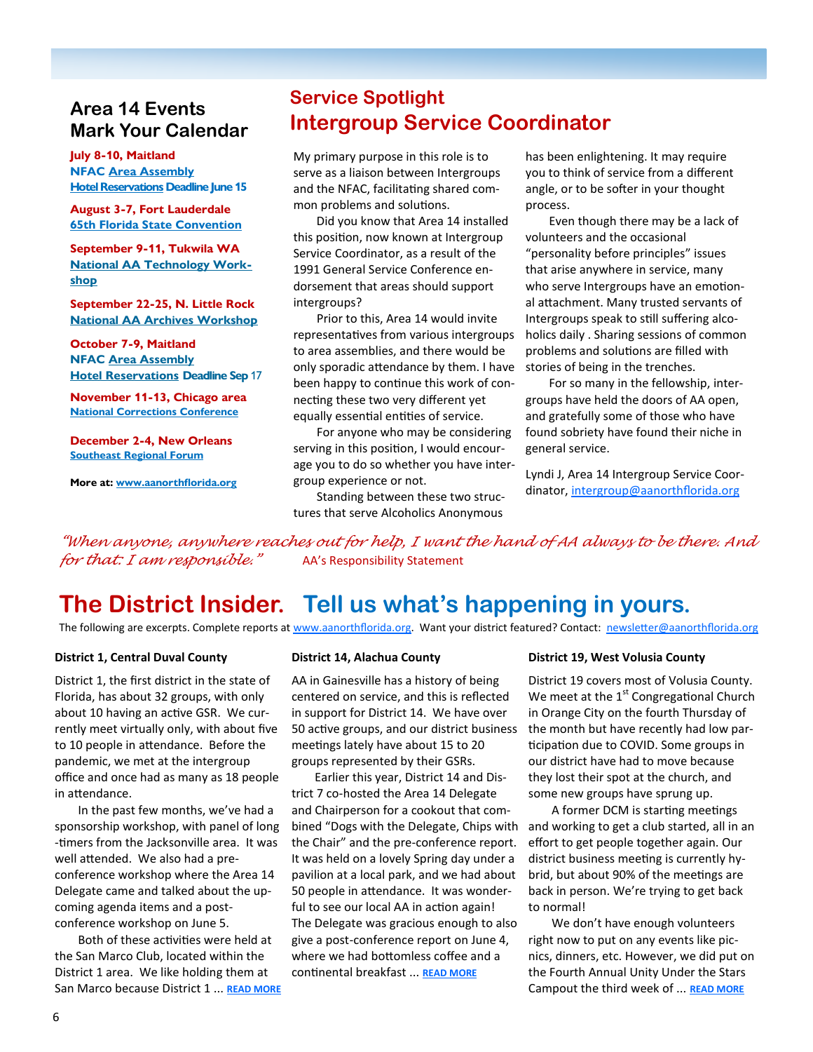## Area 14 Events Mark Your Calendar

**July 8-10, Maitland**
NFAC Area Assembly
Hotel Reservations Deadline June 15

**August 3-7, Fort Lauderdale**
65th Florida State Convention

**September 9-11, Tukwila WA**
National AA Technology Workshop

**September 22-25, N. Little Rock**
National AA Archives Workshop

**October 7-9, Maitland**
NFAC Area Assembly
Hotel Reservations Deadline Sep 17

**November 11-13, Chicago area**
National Corrections Conference

**December 2-4, New Orleans**
Southeast Regional Forum

**More at:** www.aanorthflorida.org

## Service Spotlight
## Intergroup Service Coordinator

My primary purpose in this role is to serve as a liaison between Intergroups and the NFAC, facilitating shared common problems and solutions.

Did you know that Area 14 installed this position, now known at Intergroup Service Coordinator, as a result of the 1991 General Service Conference endorsement that areas should support intergroups?

Prior to this, Area 14 would invite representatives from various intergroups to area assemblies, and there would be only sporadic attendance by them. I have been happy to continue this work of connecting these two very different yet equally essential entities of service.

For anyone who may be considering serving in this position, I would encourage you to do so whether you have intergroup experience or not.

Standing between these two structures that serve Alcoholics Anonymous has been enlightening. It may require you to think of service from a different angle, or to be softer in your thought process.

Even though there may be a lack of volunteers and the occasional "personality before principles" issues that arise anywhere in service, many who serve Intergroups have an emotional attachment. Many trusted servants of Intergroups speak to still suffering alcoholics daily . Sharing sessions of common problems and solutions are filled with stories of being in the trenches.

For so many in the fellowship, intergroups have held the doors of AA open, and gratefully some of those who have found sobriety have found their niche in general service.

Lyndi J, Area 14 Intergroup Service Coordinator, intergroup@aanorthflorida.org

*"When anyone, anywhere reaches out for help, I want the hand of AA always to be there. And for that: I am responsible."* AA's Responsibility Statement

# The District Insider. Tell us what's happening in yours.

The following are excerpts. Complete reports at www.aanorthflorida.org. Want your district featured? Contact: newsletter@aanorthflorida.org

**District 1, Central Duval County**

District 1, the first district in the state of Florida, has about 32 groups, with only about 10 having an active GSR. We currently meet virtually only, with about five to 10 people in attendance. Before the pandemic, we met at the intergroup office and once had as many as 18 people in attendance.

In the past few months, we've had a sponsorship workshop, with panel of long-timers from the Jacksonville area. It was well attended. We also had a pre-conference workshop where the Area 14 Delegate came and talked about the upcoming agenda items and a post-conference workshop on June 5.

Both of these activities were held at the San Marco Club, located within the District 1 area. We like holding them at San Marco because District 1 ... READ MORE

**District 14, Alachua County**

AA in Gainesville has a history of being centered on service, and this is reflected in support for District 14. We have over 50 active groups, and our district business meetings lately have about 15 to 20 groups represented by their GSRs.

Earlier this year, District 14 and District 7 co-hosted the Area 14 Delegate and Chairperson for a cookout that combined "Dogs with the Delegate, Chips with the Chair" and the pre-conference report. It was held on a lovely Spring day under a pavilion at a local park, and we had about 50 people in attendance. It was wonderful to see our local AA in action again! The Delegate was gracious enough to also give a post-conference report on June 4, where we had bottomless coffee and a continental breakfast ... READ MORE

**District 19, West Volusia County**

District 19 covers most of Volusia County. We meet at the 1st Congregational Church in Orange City on the fourth Thursday of the month but have recently had low participation due to COVID. Some groups in our district have had to move because they lost their spot at the church, and some new groups have sprung up.

A former DCM is starting meetings and working to get a club started, all in an effort to get people together again. Our district business meeting is currently hybrid, but about 90% of the meetings are back in person. We're trying to get back to normal!

We don't have enough volunteers right now to put on any events like picnics, dinners, etc. However, we did put on the Fourth Annual Unity Under the Stars Campout the third week of ... READ MORE